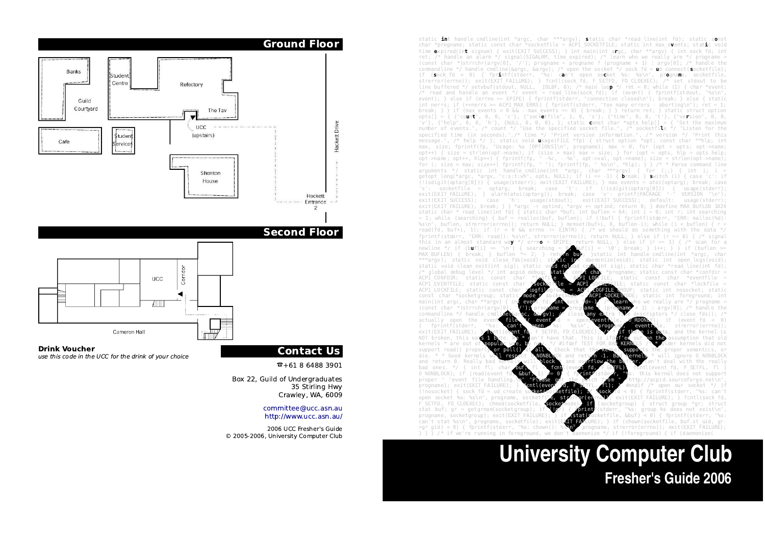## Ground Floor

Banks

Student Centre

Refectory

Guild Courtyard

The Tav

UCC (upstairs)

Cafe

Student Services

Shenton House

Hackett Drive

Hackett Entrance 2

## Second Floor

UCC

Corridor

Cameron Hall

**Drink Voucher**

*use this code in the UCC for the drink of your choice*

## Contact Us

☎+61 8 6488 3901

Box 22, Guild of Undergraduates
35 Stirling Hwy
Crawley, WA, 6009

committee@ucc.asn.au
http://www.ucc.asn.au/

2006 UCC Fresher's Guide
© 2005-2006, University Computer Club

# University Computer Club

## Fresher's Guide 2006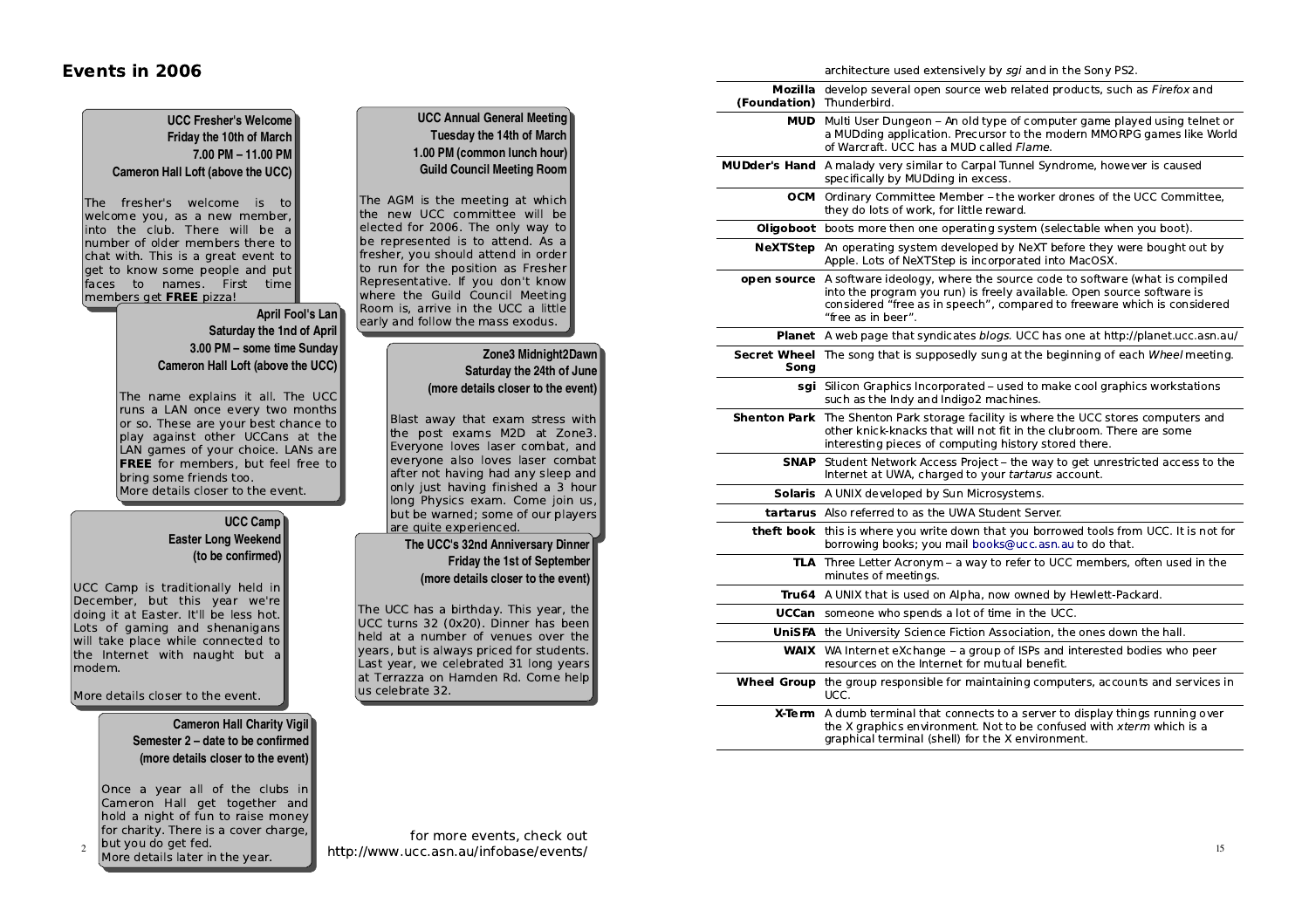# Events in 2006

**UCC Fresher's Welcome**
**Friday the 10th of March**
**7.00 PM – 11.00 PM**
**Cameron Hall Loft (above the UCC)**

The fresher's welcome is to welcome you, as a new member, into the club. There will be a number of older members there to chat with. This is a great event to get to know some people and put faces to names. First time members get **FREE** pizza!

**April Fool's Lan**
**Saturday the 1nd of April**
**3.00 PM – some time Sunday**
**Cameron Hall Loft (above the UCC)**

The name explains it all. The UCC runs a LAN once every two months or so. These are your best chance to play against other UCCans at the LAN games of your choice. LANs are **FREE** for members, but feel free to bring some friends too.
More details closer to the event.

**UCC Camp**
**Easter Long Weekend**
**(to be confirmed)**

UCC Camp is traditionally held in December, but this year we're doing it at Easter. It'll be less hot. Lots of gaming and shenanigans will take place while connected to the Internet with naught but a modem.

More details closer to the event.

**Cameron Hall Charity Vigil**
**Semester 2 – date to be confirmed**
**(more details closer to the event)**

Once a year all of the clubs in Cameron Hall get together and hold a night of fun to raise money for charity. There is a cover charge, but you do get fed.
More details later in the year.

**UCC Annual General Meeting**
**Tuesday the 14th of March**
**1.00 PM (common lunch hour)**
**Guild Council Meeting Room**

The AGM is the meeting at which the new UCC committee will be elected for 2006. The only way to be represented is to attend. As a fresher, you should attend in order to run for the position as Fresher Representative. If you don't know where the Guild Council Meeting Room is, arrive in the UCC a little early and follow the mass exodus.

**Zone3 Midnight2Dawn**
**Saturday the 24th of June**
**(more details closer to the event)**

Blast away that exam stress with the post exams M2D at Zone3. Everyone loves laser combat, and everyone also loves laser combat after not having had any sleep and only just having finished a 3 hour long Physics exam. Come join us, but be warned; some of our players are quite experienced.

**The UCC's 32nd Anniversary Dinner**
**Friday the 1st of September**
**(more details closer to the event)**

The UCC has a birthday. This year, the UCC turns 32 (0x20). Dinner has been held at a number of venues over the years, but is always priced for students. Last year, we celebrated 31 long years at Terrazza on Hamden Rd. Come help us celebrate 32.

for more events, check out
http://www.ucc.asn.au/infobase/events/

| | |
|---|---|
| | architecture used extensively by *sgi* and in the Sony PS2. |
| **Mozilla (Foundation)** | develop several open source web related products, such as *Firefox* and Thunderbird. |
| **MUD** | Multi User Dungeon – An old type of computer game played using telnet or a MUDding application. Precursor to the modern MMORPG games like World of Warcraft. UCC has a MUD called *Flame*. |
| **MUDder's Hand** | A malady very similar to Carpal Tunnel Syndrome, however is caused specifically by MUDding in excess. |
| **OCM** | Ordinary Committee Member – the worker drones of the UCC Committee, they do lots of work, for little reward. |
| **Oligoboot** | boots more then one operating system (selectable when you boot). |
| **NeXTStep** | An operating system developed by NeXT before they were bought out by Apple. Lots of NeXTStep is incorporated into MacOSX. |
| **open source** | A software ideology, where the source code to software (what is compiled into the program you run) is freely available. Open source software is considered "free as in speech", compared to freeware which is considered "free as in beer". |
| **Planet** | A web page that syndicates *blogs*. UCC has one at http://planet.ucc.asn.au/ |
| **Secret Wheel Song** | The song that is supposedly sung at the beginning of each *Wheel* meeting. |
| **sgi** | Silicon Graphics Incorporated – used to make cool graphics workstations such as the Indy and Indigo2 machines. |
| **Shenton Park** | The Shenton Park storage facility is where the UCC stores computers and other knick-knacks that will not fit in the clubroom. There are some interesting pieces of computing history stored there. |
| **SNAP** | Student Network Access Project – the way to get unrestricted access to the Internet at UWA, charged to your *tartarus* account. |
| **Solaris** | A UNIX developed by Sun Microsystems. |
| **tartarus** | Also referred to as the UWA Student Server. |
| **theft book** | this is where you write down that you borrowed tools from UCC. It is not for borrowing books; you mail books@ucc.asn.au to do that. |
| **TLA** | Three Letter Acronym – a way to refer to UCC members, often used in the minutes of meetings. |
| **Tru64** | A UNIX that is used on Alpha, now owned by Hewlett-Packard. |
| **UCCan** | someone who spends a lot of time in the UCC. |
| **UniSFA** | the University Science Fiction Association, the ones down the hall. |
| **WAIX** | WA Internet eXchange – a group of ISPs and interested bodies who peer resources on the Internet for mutual benefit. |
| **Wheel Group** | the group responsible for maintaining computers, accounts and services in UCC. |
| **X-Term** | A dumb terminal that connects to a server to display things running over the X graphics environment. Not to be confused with *xterm* which is a graphical terminal (shell) for the X environment. |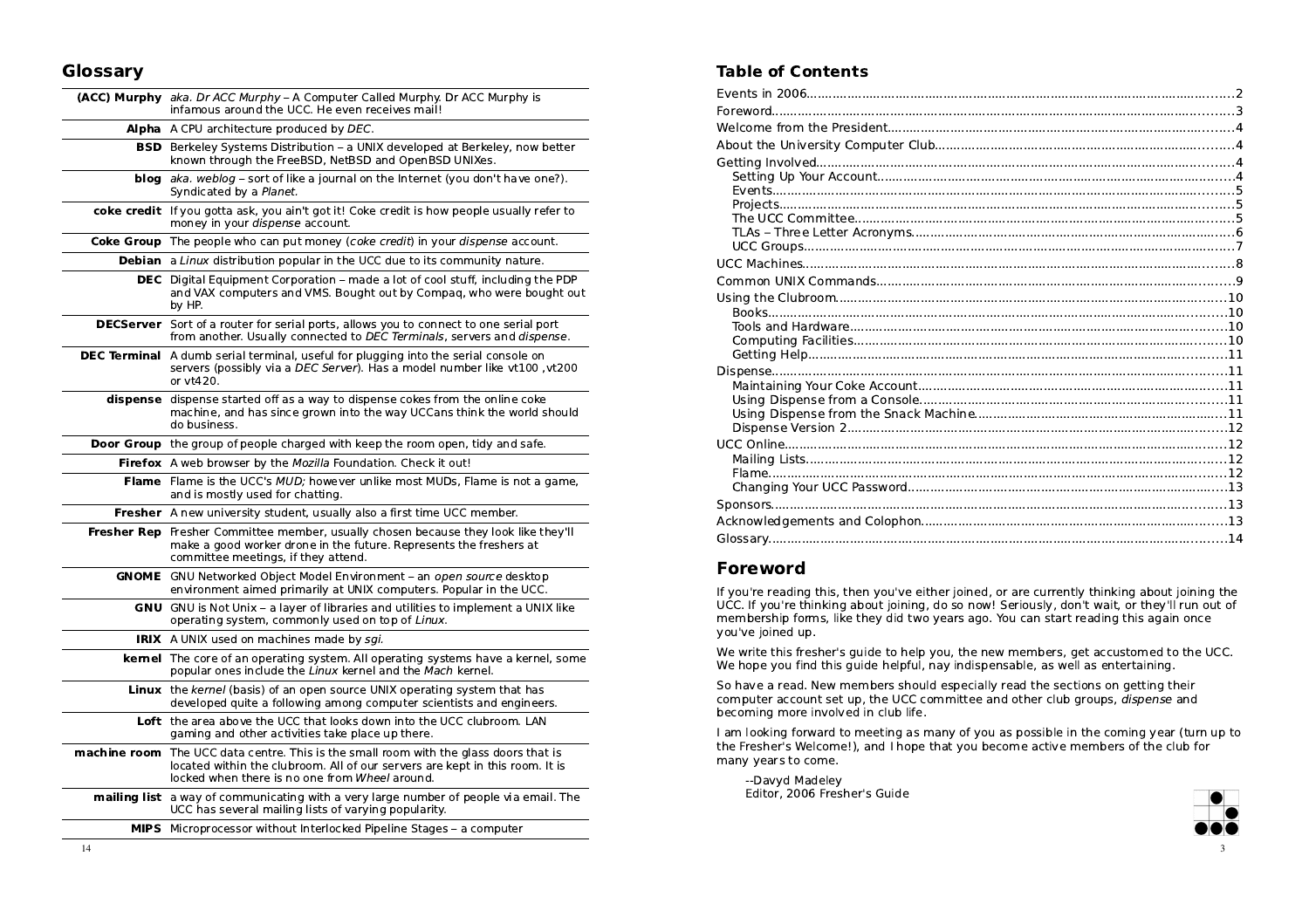## Glossary

| Term | Definition |
|---|---|
| **(ACC) Murphy** | *aka. Dr ACC Murphy* – A Computer Called Murphy. Dr ACC Murphy is infamous around the UCC. He even receives mail! |
| **Alpha** | A CPU architecture produced by *DEC*. |
| **BSD** | Berkeley Systems Distribution – a UNIX developed at Berkeley, now better known through the FreeBSD, NetBSD and OpenBSD UNIXes. |
| **blog** | *aka. weblog* – sort of like a journal on the Internet (you don't have one?). Syndicated by a *Planet.* |
| **coke credit** | If you gotta ask, you ain't got it! Coke credit is how people usually refer to money in your *dispense* account. |
| **Coke Group** | The people who can put money (*coke credit*) in your *dispense* account. |
| **Debian** | a *Linux* distribution popular in the UCC due to its community nature. |
| **DEC** | Digital Equipment Corporation – made a lot of cool stuff, including the PDP and VAX computers and VMS. Bought out by Compaq, who were bought out by HP. |
| **DECServer** | Sort of a router for serial ports, allows you to connect to one serial port from another. Usually connected to *DEC Terminals*, servers and *dispense*. |
| **DEC Terminal** | A dumb serial terminal, useful for plugging into the serial console on servers (possibly via a *DEC Server*). Has a model number like vt100 ,vt200 or vt420. |
| **dispense** | dispense started off as a way to dispense cokes from the online coke machine, and has since grown into the way UCCans think the world should do business. |
| **Door Group** | the group of people charged with keep the room open, tidy and safe. |
| **Firefox** | A web browser by the *Mozilla* Foundation. Check it out! |
| **Flame** | Flame is the UCC's *MUD;* however unlike most MUDs, Flame is not a game, and is mostly used for chatting. |
| **Fresher** | A new university student, usually also a first time UCC member. |
| **Fresher Rep** | Fresher Committee member, usually chosen because they look like they'll make a good worker drone in the future. Represents the freshers at committee meetings, if they attend. |
| **GNOME** | GNU Networked Object Model Environment – an *open source* desktop environment aimed primarily at UNIX computers. Popular in the UCC. |
| **GNU** | GNU is Not Unix – a layer of libraries and utilities to implement a UNIX like operating system, commonly used on top of *Linux*. |
| **IRIX** | A UNIX used on machines made by *sgi.* |
| **kernel** | The core of an operating system. All operating systems have a kernel, some popular ones include the *Linux* kernel and the *Mach* kernel. |
| **Linux** | the *kernel* (basis) of an open source UNIX operating system that has developed quite a following among computer scientists and engineers. |
| **Loft** | the area above the UCC that looks down into the UCC clubroom. LAN gaming and other activities take place up there. |
| **machine room** | The UCC data centre. This is the small room with the glass doors that is located within the clubroom. All of our servers are kept in this room. It is locked when there is no one from *Wheel* around. |
| **mailing list** | a way of communicating with a very large number of people via email. The UCC has several mailing lists of varying popularity. |
| **MIPS** | Microprocessor without Interlocked Pipeline Stages – a computer |

## Table of Contents

- Events in 2006 ..... 2
- Foreword ..... 3
- Welcome from the President ..... 4
- About the University Computer Club ..... 4
- Getting Involved ..... 4
  - Setting Up Your Account ..... 4
  - Events ..... 5
  - Projects ..... 5
  - The UCC Committee ..... 5
  - TLAs – Three Letter Acronyms ..... 6
  - UCC Groups ..... 7
- UCC Machines ..... 8
- Common UNIX Commands ..... 9
- Using the Clubroom ..... 10
  - Books ..... 10
  - Tools and Hardware ..... 10
  - Computing Facilities ..... 10
  - Getting Help ..... 11
- Dispense ..... 11
  - Maintaining Your Coke Account ..... 11
  - Using Dispense from a Console ..... 11
  - Using Dispense from the Snack Machine ..... 11
  - Dispense Version 2 ..... 12
- UCC Online ..... 12
  - Mailing Lists ..... 12
  - Flame ..... 12
  - Changing Your UCC Password ..... 13
- Sponsors ..... 13
- Acknowledgements and Colophon ..... 13
- Glossary ..... 14

## Foreword

If you're reading this, then you've either joined, or are currently thinking about joining the UCC. If you're thinking about joining, do so now! Seriously, don't wait, or they'll run out of membership forms, like they did two years ago. You can start reading this again once you've joined up.

We write this fresher's guide to help you, the new members, get accustomed to the UCC. We hope you find this guide helpful, nay indispensable, as well as entertaining.

So have a read. New members should especially read the sections on getting their computer account set up, the UCC committee and other club groups, *dispense* and becoming more involved in club life.

I am looking forward to meeting as many of you as possible in the coming year (turn up to the Fresher's Welcome!), and I hope that you become active members of the club for many years to come.

--Davyd Madeley
Editor, 2006 Fresher's Guide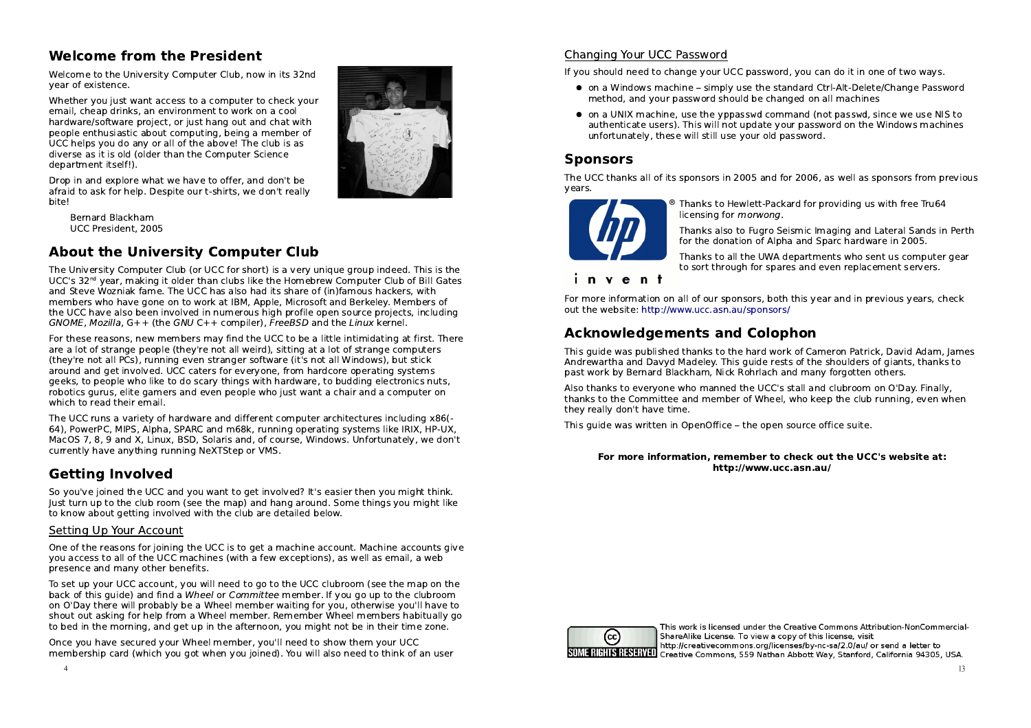## Welcome from the President

Welcome to the University Computer Club, now in its 32nd year of existence.

Whether you just want access to a computer to check your email, cheap drinks, an environment to work on a cool hardware/software project, or just hang out and chat with people enthusiastic about computing, being a member of UCC helps you do any or all of the above! The club is as diverse as it is old (older than the Computer Science department itself!).

Drop in and explore what we have to offer, and don't be afraid to ask for help. Despite our t-shirts, we don't really bite!

Bernard Blackham
UCC President, 2005

## About the University Computer Club

The University Computer Club (or UCC for short) is a very unique group indeed. This is the UCC's 32nd year, making it older than clubs like the Homebrew Computer Club of Bill Gates and Steve Wozniak fame. The UCC has also had its share of (in)famous hackers, with members who have gone on to work at IBM, Apple, Microsoft and Berkeley. Members of the UCC have also been involved in numerous high profile open source projects, including *GNOME*, *Mozilla*, G++ (the *GNU* C++ compiler), *FreeBSD* and the *Linux* kernel.

For these reasons, new members may find the UCC to be a little intimidating at first. There are a lot of strange people (they're not all weird), sitting at a lot of strange computers (they're not all PCs), running even stranger software (it's not all Windows), but stick around and get involved. UCC caters for everyone, from hardcore operating systems geeks, to people who like to do scary things with hardware, to budding electronics nuts, robotics gurus, elite gamers and even people who just want a chair and a computer on which to read their email.

The UCC runs a variety of hardware and different computer architectures including x86(-64), PowerPC, MIPS, Alpha, SPARC and m68k, running operating systems like IRIX, HP-UX, MacOS 7, 8, 9 and X, Linux, BSD, Solaris and, of course, Windows. Unfortunately, we don't currently have anything running NeXTStep or VMS.

## Getting Involved

So you've joined the UCC and you want to get involved? It's easier then you might think. Just turn up to the club room (see the map) and hang around. Some things you might like to know about getting involved with the club are detailed below.

### Setting Up Your Account

One of the reasons for joining the UCC is to get a machine account. Machine accounts give you access to all of the UCC machines (with a few exceptions), as well as email, a web presence and many other benefits.

To set up your UCC account, you will need to go to the UCC clubroom (see the map on the back of this guide) and find a *Wheel* or *Committee* member. If you go up to the clubroom on O'Day there will probably be a Wheel member waiting for you, otherwise you'll have to shout out asking for help from a Wheel member. Remember Wheel members habitually go to bed in the morning, and get up in the afternoon, you might not be in their time zone.

Once you have secured your Wheel member, you'll need to show them your UCC membership card (which you got when you joined). You will also need to think of an user

### Changing Your UCC Password

If you should need to change your UCC password, you can do it in one of two ways.

- on a Windows machine – simply use the standard Ctrl-Alt-Delete/Change Password method, and your password should be changed on all machines
- on a UNIX machine, use the yppasswd command (not passwd, since we use NIS to authenticate users). This will not update your password on the Windows machines unfortunately, these will still use your old password.

## Sponsors

The UCC thanks all of its sponsors in 2005 and for 2006, as well as sponsors from previous years.

Thanks to Hewlett-Packard for providing us with free Tru64 licensing for *morwong*.

Thanks also to Fugro Seismic Imaging and Lateral Sands in Perth for the donation of Alpha and Sparc hardware in 2005.

Thanks to all the UWA departments who sent us computer gear to sort through for spares and even replacement servers.

For more information on all of our sponsors, both this year and in previous years, check out the website: http://www.ucc.asn.au/sponsors/

## Acknowledgements and Colophon

This guide was published thanks to the hard work of Cameron Patrick, David Adam, James Andrewartha and Davyd Madeley. This guide rests of the shoulders of giants, thanks to past work by Bernard Blackham, Nick Rohrlach and many forgotten others.

Also thanks to everyone who manned the UCC's stall and clubroom on O'Day. Finally, thanks to the Committee and member of Wheel, who keep the club running, even when they really don't have time.

This guide was written in OpenOffice – the open source office suite.

**For more information, remember to check out the UCC's website at: http://www.ucc.asn.au/**

This work is licensed under the Creative Commons Attribution-NonCommercial-ShareAlike License. To view a copy of this license, visit http://creativecommons.org/licenses/by-nc-sa/2.0/au/ or send a letter to Creative Commons, 559 Nathan Abbott Way, Stanford, California 94305, USA.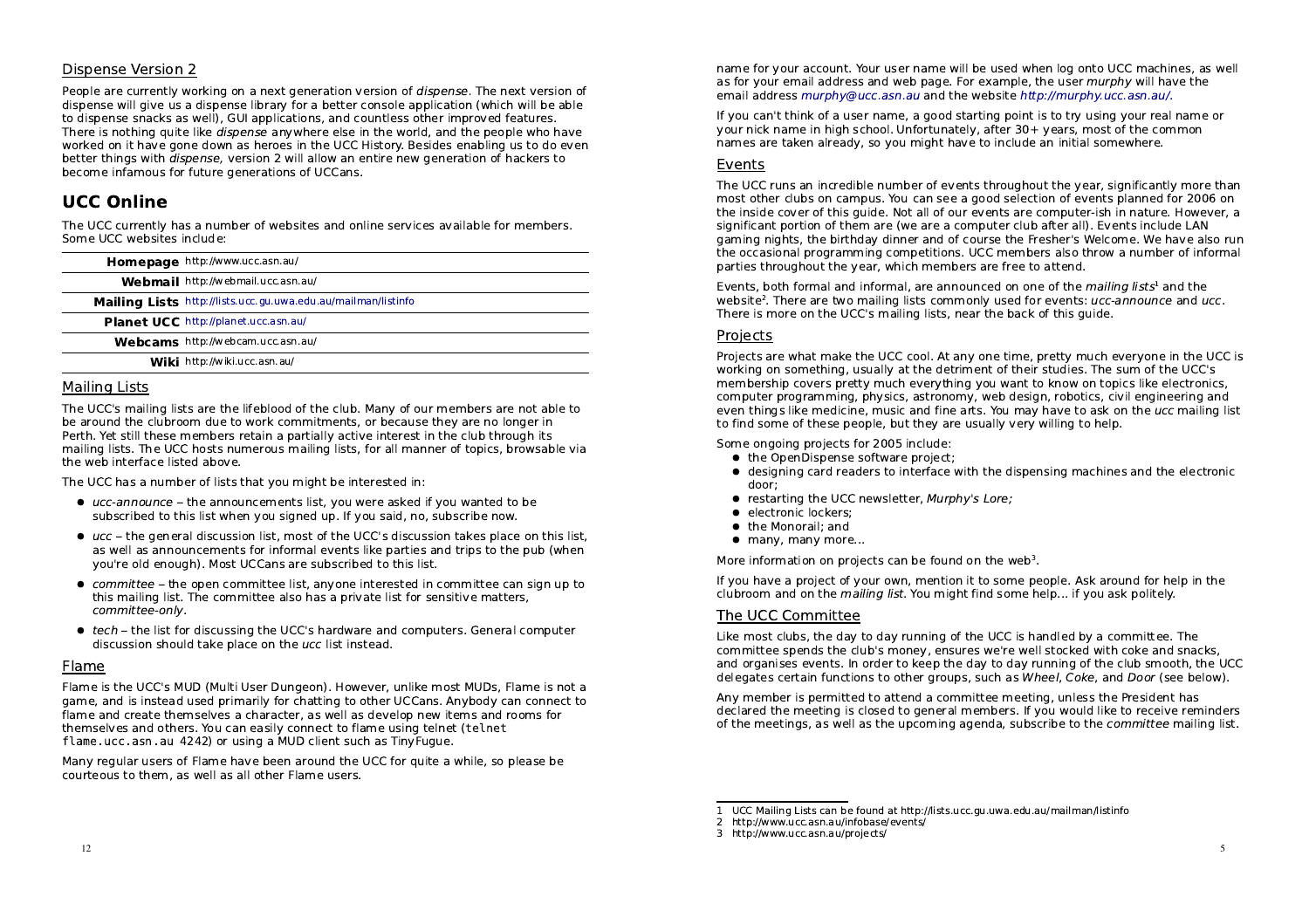## Dispense Version 2

People are currently working on a next generation version of *dispense*. The next version of dispense will give us a dispense library for a better console application (which will be able to dispense snacks as well), GUI applications, and countless other improved features. There is nothing quite like *dispense* anywhere else in the world, and the people who have worked on it have gone down as heroes in the UCC History. Besides enabling us to do even better things with *dispense*, version 2 will allow an entire new generation of hackers to become infamous for future generations of UCCans.

# UCC Online

The UCC currently has a number of websites and online services available for members. Some UCC websites include:

| | |
|---|---|
| **Homepage** | http://www.ucc.asn.au/ |
| **Webmail** | http://webmail.ucc.asn.au/ |
| **Mailing Lists** | http://lists.ucc.gu.uwa.edu.au/mailman/listinfo |
| **Planet UCC** | http://planet.ucc.asn.au/ |
| **Webcams** | http://webcam.ucc.asn.au/ |
| **Wiki** | http://wiki.ucc.asn.au/ |

## Mailing Lists

The UCC's mailing lists are the lifeblood of the club. Many of our members are not able to be around the clubroom due to work commitments, or because they are no longer in Perth. Yet still these members retain a partially active interest in the club through its mailing lists. The UCC hosts numerous mailing lists, for all manner of topics, browsable via the web interface listed above.

The UCC has a number of lists that you might be interested in:

- *ucc-announce* – the announcements list, you were asked if you wanted to be subscribed to this list when you signed up. If you said, no, subscribe now.
- *ucc* – the general discussion list, most of the UCC's discussion takes place on this list, as well as announcements for informal events like parties and trips to the pub (when you're old enough). Most UCCans are subscribed to this list.
- *committee* – the open committee list, anyone interested in committee can sign up to this mailing list. The committee also has a private list for sensitive matters, *committee-only*.
- *tech* – the list for discussing the UCC's hardware and computers. General computer discussion should take place on the *ucc* list instead.

## Flame

Flame is the UCC's MUD (Multi User Dungeon). However, unlike most MUDs, Flame is not a game, and is instead used primarily for chatting to other UCCans. Anybody can connect to flame and create themselves a character, as well as develop new items and rooms for themselves and others. You can easily connect to flame using telnet (`telnet flame.ucc.asn.au 4242`) or using a MUD client such as TinyFugue.

Many regular users of Flame have been around the UCC for quite a while, so please be courteous to them, as well as all other Flame users.

name for your account. Your user name will be used when log onto UCC machines, as well as for your email address and web page. For example, the user *murphy* will have the email address *murphy@ucc.asn.au* and the website *http://murphy.ucc.asn.au/*.

If you can't think of a user name, a good starting point is to try using your real name or your nick name in high school. Unfortunately, after 30+ years, most of the common names are taken already, so you might have to include an initial somewhere.

## Events

The UCC runs an incredible number of events throughout the year, significantly more than most other clubs on campus. You can see a good selection of events planned for 2006 on the inside cover of this guide. Not all of our events are computer-ish in nature. However, a significant portion of them are (we are a computer club after all). Events include LAN gaming nights, the birthday dinner and of course the Fresher's Welcome. We have also run the occasional programming competitions. UCC members also throw a number of informal parties throughout the year, which members are free to attend.

Events, both formal and informal, are announced on one of the *mailing lists*[1] and the website[2]. There are two mailing lists commonly used for events: *ucc-announce* and *ucc*. There is more on the UCC's mailing lists, near the back of this guide.

## Projects

Projects are what make the UCC cool. At any one time, pretty much everyone in the UCC is working on something, usually at the detriment of their studies. The sum of the UCC's membership covers pretty much everything you want to know on topics like electronics, computer programming, physics, astronomy, web design, robotics, civil engineering and even things like medicine, music and fine arts. You may have to ask on the *ucc* mailing list to find some of these people, but they are usually very willing to help.

Some ongoing projects for 2005 include:

- the OpenDispense software project;
- designing card readers to interface with the dispensing machines and the electronic door;
- restarting the UCC newsletter, *Murphy's Lore;*
- electronic lockers;
- the Monorail; and
- many, many more...

More information on projects can be found on the web[3].

If you have a project of your own, mention it to some people. Ask around for help in the clubroom and on the *mailing list*. You might find some help... if you ask politely.

## The UCC Committee

Like most clubs, the day to day running of the UCC is handled by a committee. The committee spends the club's money, ensures we're well stocked with coke and snacks, and organises events. In order to keep the day to day running of the club smooth, the UCC delegates certain functions to other groups, such as *Wheel*, *Coke*, and *Door* (see below).

Any member is permitted to attend a committee meeting, unless the President has declared the meeting is closed to general members. If you would like to receive reminders of the meetings, as well as the upcoming agenda, subscribe to the *committee* mailing list.

---

1 UCC Mailing Lists can be found at http://lists.ucc.gu.uwa.edu.au/mailman/listinfo
2 http://www.ucc.asn.au/infobase/events/
3 http://www.ucc.asn.au/projects/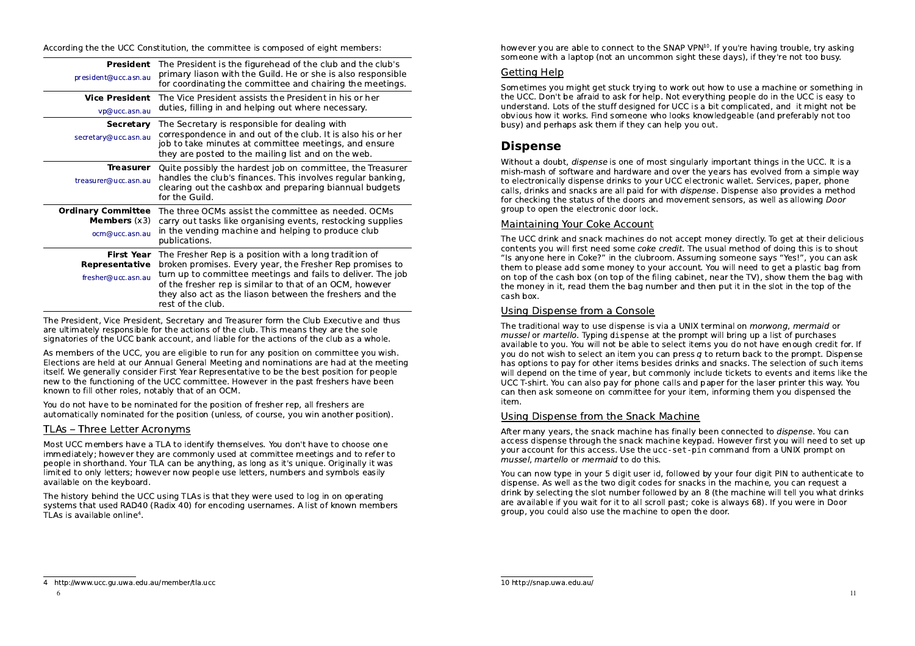According the the UCC Constitution, the committee is composed of eight members:

| Position | Description |
|---|---|
| **President** president@ucc.asn.au | The President is the figurehead of the club and the club's primary liason with the Guild. He or she is also responsible for coordinating the committee and chairing the meetings. |
| **Vice President** vp@ucc.asn.au | The Vice President assists the President in his or her duties, filling in and helping out where necessary. |
| **Secretary** secretary@ucc.asn.au | The Secretary is responsible for dealing with correspondence in and out of the club. It is also his or her job to take minutes at committee meetings, and ensure they are posted to the mailing list and on the web. |
| **Treasurer** treasurer@ucc.asn.au | Quite possibly the hardest job on committee, the Treasurer handles the club's finances. This involves regular banking, clearing out the cashbox and preparing biannual budgets for the Guild. |
| **Ordinary Committee Members** (x3) ocm@ucc.asn.au | The three OCMs assist the committee as needed. OCMs carry out tasks like organising events, restocking supplies in the vending machine and helping to produce club publications. |
| **First Year Representative** fresher@ucc.asn.au | The Fresher Rep is a position with a long tradition of broken promises. Every year, the Fresher Rep promises to turn up to committee meetings and fails to deliver. The job of the fresher rep is similar to that of an OCM, however they also act as the liason between the freshers and the rest of the club. |

The President, Vice President, Secretary and Treasurer form the Club Executive and thus are ultimately responsible for the actions of the club. This means they are the sole signatories of the UCC bank account, and liable for the actions of the club as a whole.

As members of the UCC, you are eligible to run for any position on committee you wish. Elections are held at our Annual General Meeting and nominations are had at the meeting itself. We generally consider First Year Representative to be the best position for people new to the functioning of the UCC committee. However in the past freshers have been known to fill other roles, notably that of an OCM.

You do not have to be nominated for the position of fresher rep, all freshers are automatically nominated for the position (unless, of course, you win another position).

## TLAs – Three Letter Acronyms

Most UCC members have a TLA to identify themselves. You don't have to choose one immediately; however they are commonly used at committee meetings and to refer to people in shorthand. Your TLA can be anything, as long as it's unique. Originally it was limited to only letters; however now people use letters, numbers and symbols easily available on the keyboard.

The history behind the UCC using TLAs is that they were used to log in on operating systems that used RAD40 (Radix 40) for encoding usernames. A list of known members TLAs is available online[4].

[4] http://www.ucc.gu.uwa.edu.au/member/tla.ucc

however you are able to connect to the SNAP VPN[10]. If you're having trouble, try asking someone with a laptop (not an uncommon sight these days), if they're not too busy.

## Getting Help

Sometimes you might get stuck trying to work out how to use a machine or something in the UCC. Don't be afraid to ask for help. Not everything people do in the UCC is easy to understand. Lots of the stuff designed for UCC is a bit complicated, and it might not be obvious how it works. Find someone who looks knowledgeable (and preferably not too busy) and perhaps ask them if they can help you out.

# Dispense

Without a doubt, *dispense* is one of most singularly important things in the UCC. It is a mish-mash of software and hardware and over the years has evolved from a simple way to electronically dispense drinks to your UCC electronic wallet. Services, paper, phone calls, drinks and snacks are all paid for with *dispense*. Dispense also provides a method for checking the status of the doors and movement sensors, as well as allowing *Door* group to open the electronic door lock.

## Maintaining Your Coke Account

The UCC drink and snack machines do not accept money directly. To get at their delicious contents you will first need some *coke credit*. The usual method of doing this is to shout "Is anyone here in Coke?" in the clubroom. Assuming someone says "Yes!", you can ask them to please add some money to your account. You will need to get a plastic bag from on top of the cash box (on top of the filing cabinet, near the TV), show them the bag with the money in it, read them the bag number and then put it in the slot in the top of the cash box.

## Using Dispense from a Console

The traditional way to use dispense is via a UNIX terminal on *morwong*, *mermaid* or *mussel* or *martello*. Typing `dispense` at the prompt will bring up a list of purchases available to you. You will not be able to select items you do not have enough credit for. If you do not wish to select an item you can press *q* to return back to the prompt. Dispense has options to pay for other items besides drinks and snacks. The selection of such items will depend on the time of year, but commonly include tickets to events and items like the UCC T-shirt. You can also pay for phone calls and paper for the laser printer this way. You can then ask someone on committee for your item, informing them you dispensed the item.

## Using Dispense from the Snack Machine

After many years, the snack machine has finally been connected to *dispense*. You can access dispense through the snack machine keypad. However first you will need to set up your account for this access. Use the `ucc-set-pin` command from a UNIX prompt on *mussel*, *martello* or *mermaid* to do this.

You can now type in your 5 digit user id, followed by your four digit PIN to authenticate to dispense. As well as the two digit codes for snacks in the machine, you can request a drink by selecting the slot number followed by an 8 (the machine will tell you what drinks are available if you wait for it to all scroll past; coke is always 68). If you were in Door group, you could also use the machine to open the door.

[10] http://snap.uwa.edu.au/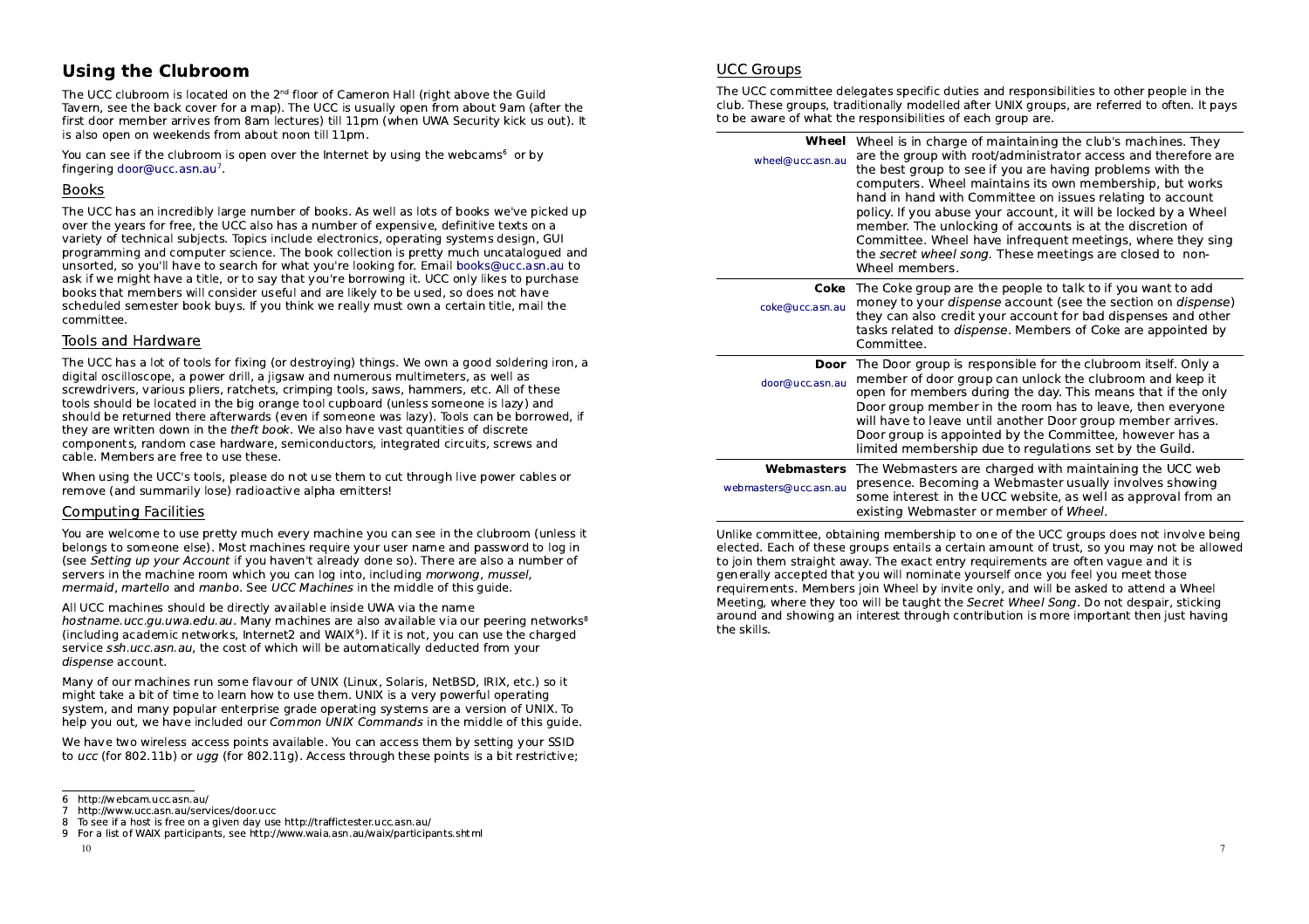# Using the Clubroom

The UCC clubroom is located on the 2nd floor of Cameron Hall (right above the Guild Tavern, see the back cover for a map). The UCC is usually open from about 9am (after the first door member arrives from 8am lectures) till 11pm (when UWA Security kick us out). It is also open on weekends from about noon till 11pm.

You can see if the clubroom is open over the Internet by using the webcams[6] or by fingering door@ucc.asn.au[7].

## Books

The UCC has an incredibly large number of books. As well as lots of books we've picked up over the years for free, the UCC also has a number of expensive, definitive texts on a variety of technical subjects. Topics include electronics, operating systems design, GUI programming and computer science. The book collection is pretty much uncatalogued and unsorted, so you'll have to search for what you're looking for. Email books@ucc.asn.au to ask if we might have a title, or to say that you're borrowing it. UCC only likes to purchase books that members will consider useful and are likely to be used, so does not have scheduled semester book buys. If you think we really must own a certain title, mail the committee.

## Tools and Hardware

The UCC has a lot of tools for fixing (or destroying) things. We own a good soldering iron, a digital oscilloscope, a power drill, a jigsaw and numerous multimeters, as well as screwdrivers, various pliers, ratchets, crimping tools, saws, hammers, etc. All of these tools should be located in the big orange tool cupboard (unless someone is lazy) and should be returned there afterwards (even if someone was lazy). Tools can be borrowed, if they are written down in the *theft book*. We also have vast quantities of discrete components, random case hardware, semiconductors, integrated circuits, screws and cable. Members are free to use these.

When using the UCC's tools, please do not use them to cut through live power cables or remove (and summarily lose) radioactive alpha emitters!

## Computing Facilities

You are welcome to use pretty much every machine you can see in the clubroom (unless it belongs to someone else). Most machines require your user name and password to log in (see *Setting up your Account* if you haven't already done so). There are also a number of servers in the machine room which you can log into, including *morwong*, *mussel*, *mermaid*, *martello* and *manbo*. See *UCC Machines* in the middle of this guide.

All UCC machines should be directly available inside UWA via the name *hostname.ucc.gu.uwa.edu.au*. Many machines are also available via our peering networks[8] (including academic networks, Internet2 and WAIX[9]). If it is not, you can use the charged service *ssh.ucc.asn.au*, the cost of which will be automatically deducted from your *dispense* account.

Many of our machines run some flavour of UNIX (Linux, Solaris, NetBSD, IRIX, etc.) so it might take a bit of time to learn how to use them. UNIX is a very powerful operating system, and many popular enterprise grade operating systems are a version of UNIX. To help you out, we have included our *Common UNIX Commands* in the middle of this guide.

We have two wireless access points available. You can access them by setting your SSID to *ucc* (for 802.11b) or *ugg* (for 802.11g). Access through these points is a bit restrictive;

6 http://webcam.ucc.asn.au/
7 http://www.ucc.asn.au/services/door.ucc
8 To see if a host is free on a given day use http://traffictester.ucc.asn.au/
9 For a list of WAIX participants, see http://www.waia.asn.au/waix/participants.shtml

## UCC Groups

The UCC committee delegates specific duties and responsibilities to other people in the club. These groups, traditionally modelled after UNIX groups, are referred to often. It pays to be aware of what the responsibilities of each group are.

| Group | Description |
|---|---|
| **Wheel** wheel@ucc.asn.au | Wheel is in charge of maintaining the club's machines. They are the group with root/administrator access and therefore are the best group to see if you are having problems with the computers. Wheel maintains its own membership, but works hand in hand with Committee on issues relating to account policy. If you abuse your account, it will be locked by a Wheel member. The unlocking of accounts is at the discretion of Committee. Wheel have infrequent meetings, where they sing the *secret wheel song*. These meetings are closed to non-Wheel members. |
| **Coke** coke@ucc.asn.au | The Coke group are the people to talk to if you want to add money to your *dispense* account (see the section on *dispense*) they can also credit your account for bad dispenses and other tasks related to *dispense*. Members of Coke are appointed by Committee. |
| **Door** door@ucc.asn.au | The Door group is responsible for the clubroom itself. Only a member of door group can unlock the clubroom and keep it open for members during the day. This means that if the only Door group member in the room has to leave, then everyone will have to leave until another Door group member arrives. Door group is appointed by the Committee, however has a limited membership due to regulations set by the Guild. |
| **Webmasters** webmasters@ucc.asn.au | The Webmasters are charged with maintaining the UCC web presence. Becoming a Webmaster usually involves showing some interest in the UCC website, as well as approval from an existing Webmaster or member of *Wheel*. |

Unlike committee, obtaining membership to one of the UCC groups does not involve being elected. Each of these groups entails a certain amount of trust, so you may not be allowed to join them straight away. The exact entry requirements are often vague and it is generally accepted that you will nominate yourself once you feel you meet those requirements. Members join Wheel by invite only, and will be asked to attend a Wheel Meeting, where they too will be taught the *Secret Wheel Song*. Do not despair, sticking around and showing an interest through contribution is more important then just having the skills.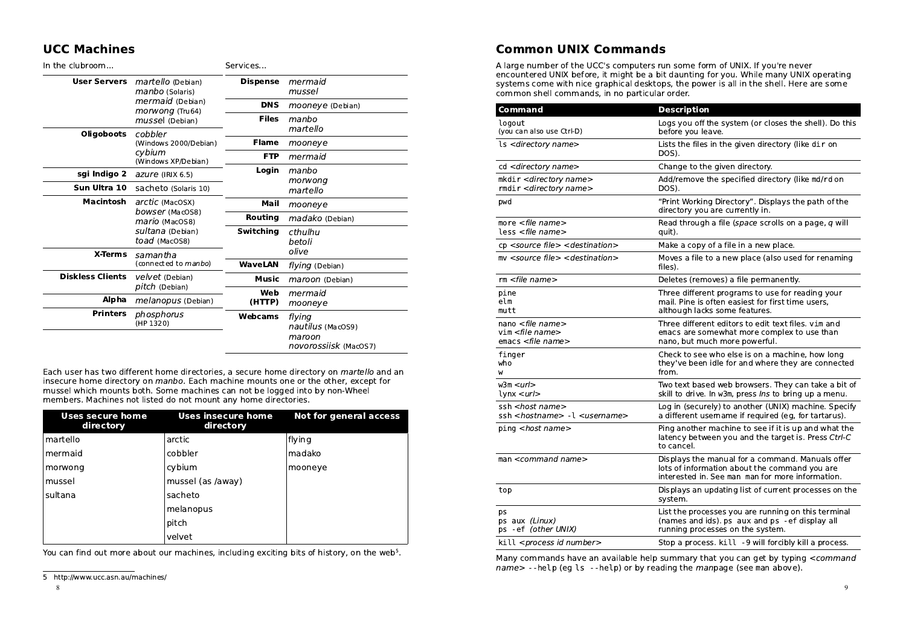## UCC Machines

| In the clubroom... | |
|---|---|
| **User Servers** | *martello* (Debian)<br>*manbo* (Solaris)<br>*mermaid* (Debian)<br>*morwong* (Tru64)<br>*mussel* (Debian) |
| **Oligoboots** | *cobbler* (Windows 2000/Debian)<br>*cybium* (Windows XP/Debian) |
| **sgi Indigo 2** | *azure* (IRIX 6.5) |
| **Sun Ultra 10** | sacheto (Solaris 10) |
| **Macintosh** | *arctic* (MacOSX)<br>*bowser* (MacOS8)<br>*mario* (MacOS8)<br>*sultana* (Debian)<br>*toad* (MacOS8) |
| **X-Terms** | *samantha* (connected to *manbo*) |
| **Diskless Clients** | *velvet* (Debian)<br>*pitch* (Debian) |
| **Alpha** | *melanopus* (Debian) |
| **Printers** | *phosphorus* (HP 1320) |

| Services... | |
|---|---|
| **Dispense** | *mermaid*<br>*mussel* |
| **DNS** | *mooneye* (Debian) |
| **Files** | *manbo*<br>*martello* |
| **Flame** | *mooneye* |
| **FTP** | *mermaid* |
| **Login** | *manbo*<br>*morwong*<br>*martello* |
| **Mail** | *mooneye* |
| **Routing** | *madako* (Debian) |
| **Switching** | *cthulhu*<br>*betoli*<br>*olive* |
| **WaveLAN** | *flying* (Debian) |
| **Music** | *maroon* (Debian) |
| **Web (HTTP)** | *mermaid*<br>*mooneye* |
| **Webcams** | *flying*<br>*nautilus* (MacOS9)<br>*maroon*<br>*novorossiisk* (MacOS7) |

Each user has two different home directories, a secure home directory on *martello* and an insecure home directory on *manbo*. Each machine mounts one or the other, except for mussel which mounts both. Some machines can not be logged into by non-Wheel members. Machines not listed do not mount any home directories.

| Uses secure home directory | Uses insecure home directory | Not for general access |
|---|---|---|
| martello | arctic | flying |
| mermaid | cobbler | madako |
| morwong | cybium | mooneye |
| mussel | mussel (as /away) | |
| sultana | sacheto | |
| | melanopus | |
| | pitch | |
| | velvet | |

You can find out more about our machines, including exciting bits of history, on the web[5].

5 http://www.ucc.asn.au/machines/

## Common UNIX Commands

A large number of the UCC's computers run some form of UNIX. If you're never encountered UNIX before, it might be a bit daunting for you. While many UNIX operating systems come with nice graphical desktops, the power is all in the shell. Here are some common shell commands, in no particular order.

| Command | Description |
|---|---|
| `logout`<br>(you can also use Ctrl-D) | Logs you off the system (or closes the shell). Do this before you leave. |
| `ls` *<directory name>* | Lists the files in the given directory (like `dir` on DOS). |
| `cd` *<directory name>* | Change to the given directory. |
| `mkdir` *<directory name>*<br>`rmdir` *<directory name>* | Add/remove the specified directory (like `md`/`rd` on DOS). |
| `pwd` | "Print Working Directory". Displays the path of the directory you are currently in. |
| `more` *<file name>*<br>`less` *<file name>* | Read through a file (*space* scrolls on a page, *q* will quit). |
| `cp` *<source file> <destination>* | Make a copy of a file in a new place. |
| `mv` *<source file> <destination>* | Moves a file to a new place (also used for renaming files). |
| `rm` *<file name>* | Deletes (removes) a file permanently. |
| `pine`<br>`elm`<br>`mutt` | Three different programs to use for reading your mail. Pine is often easiest for first time users, although lacks some features. |
| `nano` *<file name>*<br>`vim` *<file name>*<br>`emacs` *<file name>* | Three different editors to edit text files. `vim` and `emacs` are somewhat more complex to use than nano, but much more powerful. |
| `finger`<br>`who`<br>`w` | Check to see who else is on a machine, how long they've been idle for and where they are connected from. |
| `w3m` *<url>*<br>`lynx` *<url>* | Two text based web browsers. They can take a bit of skill to drive. In `w3m`, press *Ins* to bring up a menu. |
| `ssh` *<host name>*<br>`ssh` *<hostname>* `-l` *<username>* | Log in (securely) to another (UNIX) machine. Specify a different username if required (eg, for tartarus). |
| `ping` *<host name>* | Ping another machine to see if it is up and what the latency between you and the target is. Press *Ctrl-C* to cancel. |
| `man` *<command name>* | Displays the manual for a command. Manuals offer lots of information about the command you are interested in. See `man man` for more information. |
| `top` | Displays an updating list of current processes on the system. |
| `ps`<br>`ps aux` *(Linux)*<br>`ps -ef` *(other UNIX)* | List the processes you are running on this terminal (names and ids). `ps aux` and `ps -ef` display all running processes on the system. |
| `kill` *<process id number>* | Stop a process. `kill -9` will forcibly kill a process. |

Many commands have an available help summary that you can get by typing *<command name>* `--help` (eg `ls --help`) or by reading the *man*page (see `man` above).